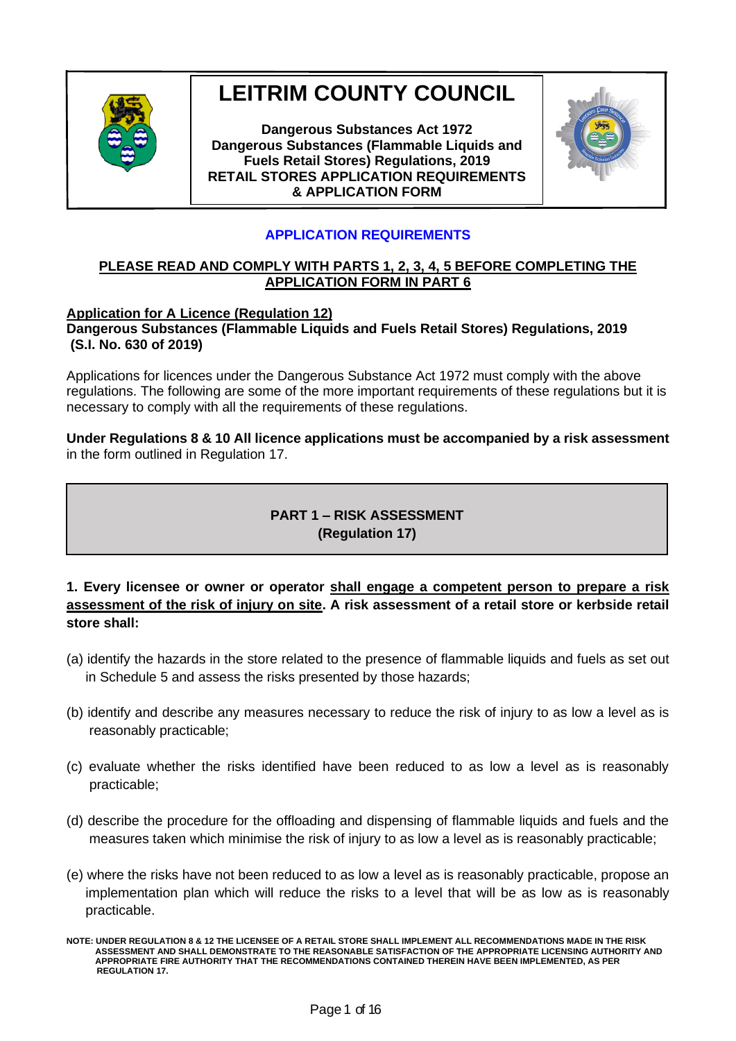# LEITRIM COUNTY COUNCIL

**Dangerous Substances Act 1972**
**Dangerous Substances (Flammable Liquids and Fuels Retail Stores) Regulations, 2019**
**RETAIL STORES APPLICATION REQUIREMENTS & APPLICATION FORM**

## APPLICATION REQUIREMENTS

**PLEASE READ AND COMPLY WITH PARTS 1, 2, 3, 4, 5 BEFORE COMPLETING THE APPLICATION FORM IN PART 6**

**Application for A Licence (Regulation 12)**
**Dangerous Substances (Flammable Liquids and Fuels Retail Stores) Regulations, 2019 (S.I. No. 630 of 2019)**

Applications for licences under the Dangerous Substance Act 1972 must comply with the above regulations. The following are some of the more important requirements of these regulations but it is necessary to comply with all the requirements of these regulations.

**Under Regulations 8 & 10 All licence applications must be accompanied by a risk assessment** in the form outlined in Regulation 17.

## PART 1 – RISK ASSESSMENT (Regulation 17)

**1. Every licensee or owner or operator shall engage a competent person to prepare a risk assessment of the risk of injury on site. A risk assessment of a retail store or kerbside retail store shall:**

(a) identify the hazards in the store related to the presence of flammable liquids and fuels as set out in Schedule 5 and assess the risks presented by those hazards;

(b) identify and describe any measures necessary to reduce the risk of injury to as low a level as is reasonably practicable;

(c) evaluate whether the risks identified have been reduced to as low a level as is reasonably practicable;

(d) describe the procedure for the offloading and dispensing of flammable liquids and fuels and the measures taken which minimise the risk of injury to as low a level as is reasonably practicable;

(e) where the risks have not been reduced to as low a level as is reasonably practicable, propose an implementation plan which will reduce the risks to a level that will be as low as is reasonably practicable.

**NOTE: UNDER REGULATION 8 & 12 THE LICENSEE OF A RETAIL STORE SHALL IMPLEMENT ALL RECOMMENDATIONS MADE IN THE RISK ASSESSMENT AND SHALL DEMONSTRATE TO THE REASONABLE SATISFACTION OF THE APPROPRIATE LICENSING AUTHORITY AND APPROPRIATE FIRE AUTHORITY THAT THE RECOMMENDATIONS CONTAINED THEREIN HAVE BEEN IMPLEMENTED, AS PER REGULATION 17.**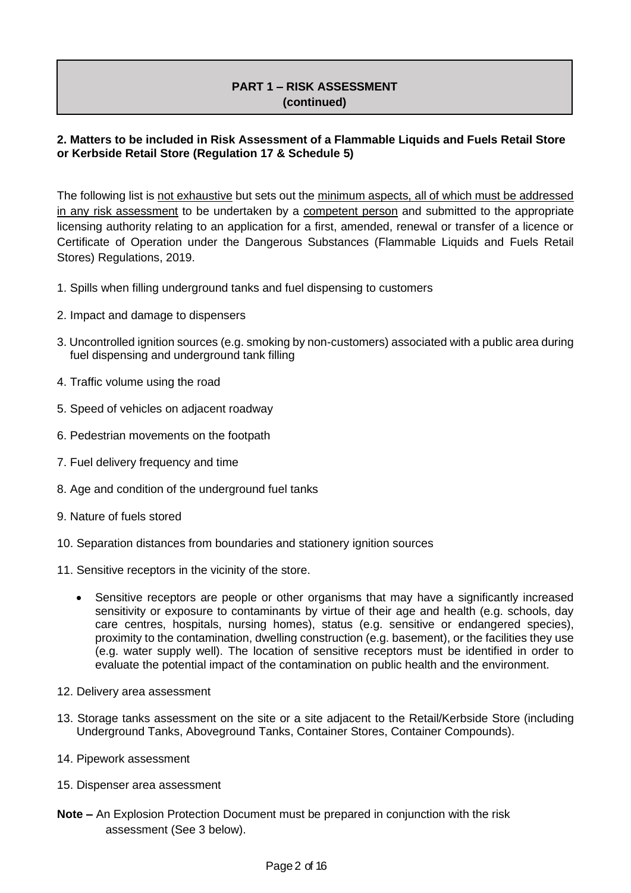## PART 1 – RISK ASSESSMENT
**(continued)**

### 2. Matters to be included in Risk Assessment of a Flammable Liquids and Fuels Retail Store or Kerbside Retail Store (Regulation 17 & Schedule 5)

The following list is <u>not exhaustive</u> but sets out the <u>minimum aspects, all of which must be addressed in any risk assessment</u> to be undertaken by a <u>competent person</u> and submitted to the appropriate licensing authority relating to an application for a first, amended, renewal or transfer of a licence or Certificate of Operation under the Dangerous Substances (Flammable Liquids and Fuels Retail Stores) Regulations, 2019.

1. Spills when filling underground tanks and fuel dispensing to customers
2. Impact and damage to dispensers
3. Uncontrolled ignition sources (e.g. smoking by non-customers) associated with a public area during fuel dispensing and underground tank filling
4. Traffic volume using the road
5. Speed of vehicles on adjacent roadway
6. Pedestrian movements on the footpath
7. Fuel delivery frequency and time
8. Age and condition of the underground fuel tanks
9. Nature of fuels stored
10. Separation distances from boundaries and stationery ignition sources
11. Sensitive receptors in the vicinity of the store.
    - Sensitive receptors are people or other organisms that may have a significantly increased sensitivity or exposure to contaminants by virtue of their age and health (e.g. schools, day care centres, hospitals, nursing homes), status (e.g. sensitive or endangered species), proximity to the contamination, dwelling construction (e.g. basement), or the facilities they use (e.g. water supply well). The location of sensitive receptors must be identified in order to evaluate the potential impact of the contamination on public health and the environment.
12. Delivery area assessment
13. Storage tanks assessment on the site or a site adjacent to the Retail/Kerbside Store (including Underground Tanks, Aboveground Tanks, Container Stores, Container Compounds).
14. Pipework assessment
15. Dispenser area assessment

**Note –** An Explosion Protection Document must be prepared in conjunction with the risk assessment (See 3 below).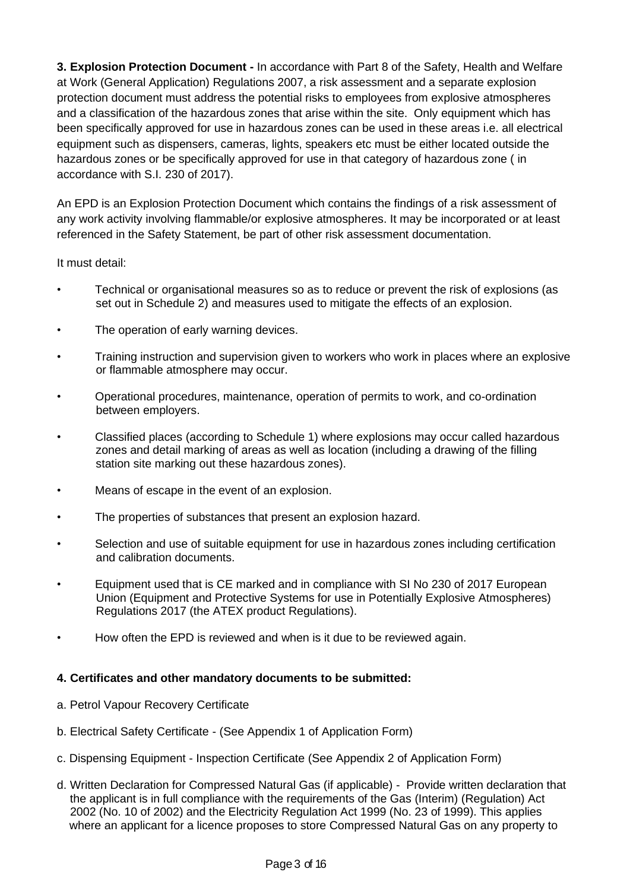**3. Explosion Protection Document -** In accordance with Part 8 of the Safety, Health and Welfare at Work (General Application) Regulations 2007, a risk assessment and a separate explosion protection document must address the potential risks to employees from explosive atmospheres and a classification of the hazardous zones that arise within the site. Only equipment which has been specifically approved for use in hazardous zones can be used in these areas i.e. all electrical equipment such as dispensers, cameras, lights, speakers etc must be either located outside the hazardous zones or be specifically approved for use in that category of hazardous zone ( in accordance with S.I. 230 of 2017).

An EPD is an Explosion Protection Document which contains the findings of a risk assessment of any work activity involving flammable/or explosive atmospheres. It may be incorporated or at least referenced in the Safety Statement, be part of other risk assessment documentation.

It must detail:

- Technical or organisational measures so as to reduce or prevent the risk of explosions (as set out in Schedule 2) and measures used to mitigate the effects of an explosion.
- The operation of early warning devices.
- Training instruction and supervision given to workers who work in places where an explosive or flammable atmosphere may occur.
- Operational procedures, maintenance, operation of permits to work, and co-ordination between employers.
- Classified places (according to Schedule 1) where explosions may occur called hazardous zones and detail marking of areas as well as location (including a drawing of the filling station site marking out these hazardous zones).
- Means of escape in the event of an explosion.
- The properties of substances that present an explosion hazard.
- Selection and use of suitable equipment for use in hazardous zones including certification and calibration documents.
- Equipment used that is CE marked and in compliance with SI No 230 of 2017 European Union (Equipment and Protective Systems for use in Potentially Explosive Atmospheres) Regulations 2017 (the ATEX product Regulations).
- How often the EPD is reviewed and when is it due to be reviewed again.

**4. Certificates and other mandatory documents to be submitted:**

a. Petrol Vapour Recovery Certificate

b. Electrical Safety Certificate - (See Appendix 1 of Application Form)

c. Dispensing Equipment - Inspection Certificate (See Appendix 2 of Application Form)

d. Written Declaration for Compressed Natural Gas (if applicable) - Provide written declaration that the applicant is in full compliance with the requirements of the Gas (Interim) (Regulation) Act 2002 (No. 10 of 2002) and the Electricity Regulation Act 1999 (No. 23 of 1999). This applies where an applicant for a licence proposes to store Compressed Natural Gas on any property to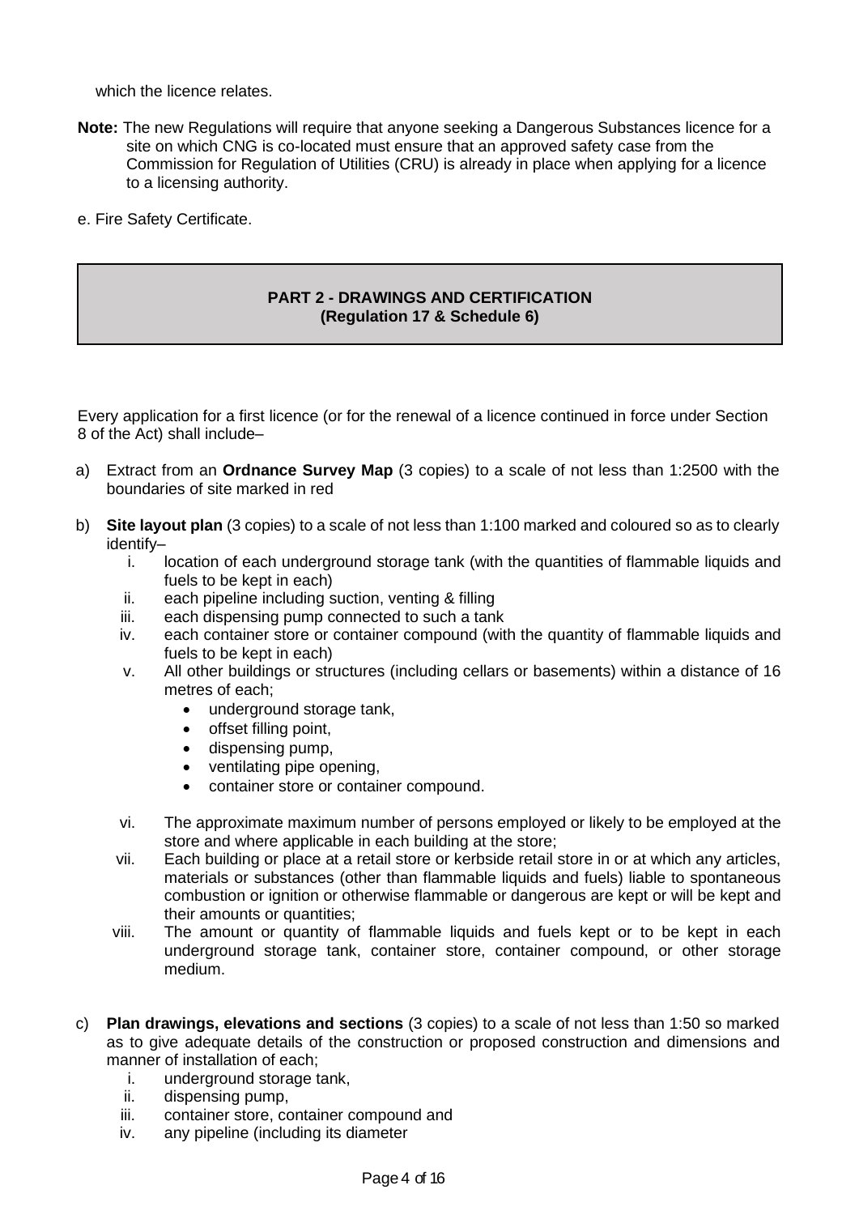which the licence relates.

**Note:** The new Regulations will require that anyone seeking a Dangerous Substances licence for a site on which CNG is co-located must ensure that an approved safety case from the Commission for Regulation of Utilities (CRU) is already in place when applying for a licence to a licensing authority.

e. Fire Safety Certificate.

## PART 2 - DRAWINGS AND CERTIFICATION
## (Regulation 17 & Schedule 6)

Every application for a first licence (or for the renewal of a licence continued in force under Section 8 of the Act) shall include–

a) Extract from an **Ordnance Survey Map** (3 copies) to a scale of not less than 1:2500 with the boundaries of site marked in red

b) **Site layout plan** (3 copies) to a scale of not less than 1:100 marked and coloured so as to clearly identify–
   i. location of each underground storage tank (with the quantities of flammable liquids and fuels to be kept in each)
   ii. each pipeline including suction, venting & filling
   iii. each dispensing pump connected to such a tank
   iv. each container store or container compound (with the quantity of flammable liquids and fuels to be kept in each)
   v. All other buildings or structures (including cellars or basements) within a distance of 16 metres of each;
      - underground storage tank,
      - offset filling point,
      - dispensing pump,
      - ventilating pipe opening,
      - container store or container compound.
   vi. The approximate maximum number of persons employed or likely to be employed at the store and where applicable in each building at the store;
   vii. Each building or place at a retail store or kerbside retail store in or at which any articles, materials or substances (other than flammable liquids and fuels) liable to spontaneous combustion or ignition or otherwise flammable or dangerous are kept or will be kept and their amounts or quantities;
   viii. The amount or quantity of flammable liquids and fuels kept or to be kept in each underground storage tank, container store, container compound, or other storage medium.

c) **Plan drawings, elevations and sections** (3 copies) to a scale of not less than 1:50 so marked as to give adequate details of the construction or proposed construction and dimensions and manner of installation of each;
   i. underground storage tank,
   ii. dispensing pump,
   iii. container store, container compound and
   iv. any pipeline (including its diameter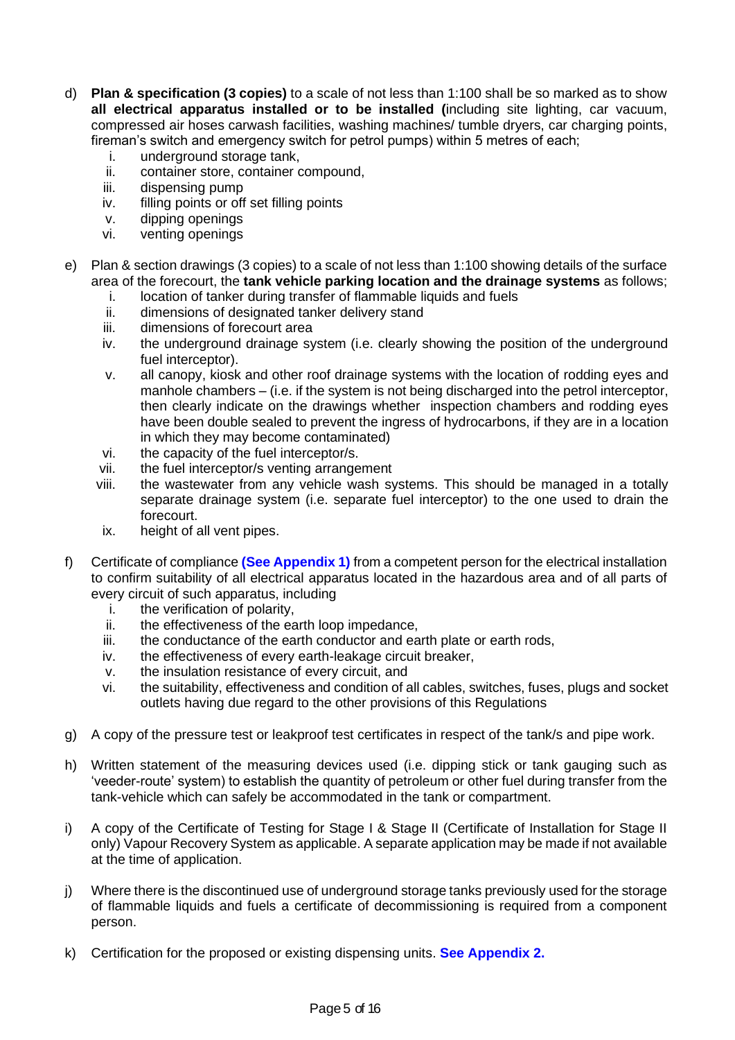d) **Plan & specification (3 copies)** to a scale of not less than 1:100 shall be so marked as to show **all electrical apparatus installed or to be installed (**including site lighting, car vacuum, compressed air hoses carwash facilities, washing machines/ tumble dryers, car charging points, fireman's switch and emergency switch for petrol pumps) within 5 metres of each;

   i. underground storage tank,
   ii. container store, container compound,
   iii. dispensing pump
   iv. filling points or off set filling points
   v. dipping openings
   vi. venting openings

e) Plan & section drawings (3 copies) to a scale of not less than 1:100 showing details of the surface area of the forecourt, the **tank vehicle parking location and the drainage systems** as follows;

   i. location of tanker during transfer of flammable liquids and fuels
   ii. dimensions of designated tanker delivery stand
   iii. dimensions of forecourt area
   iv. the underground drainage system (i.e. clearly showing the position of the underground fuel interceptor).
   v. all canopy, kiosk and other roof drainage systems with the location of rodding eyes and manhole chambers – (i.e. if the system is not being discharged into the petrol interceptor, then clearly indicate on the drawings whether inspection chambers and rodding eyes have been double sealed to prevent the ingress of hydrocarbons, if they are in a location in which they may become contaminated)
   vi. the capacity of the fuel interceptor/s.
   vii. the fuel interceptor/s venting arrangement
   viii. the wastewater from any vehicle wash systems. This should be managed in a totally separate drainage system (i.e. separate fuel interceptor) to the one used to drain the forecourt.
   ix. height of all vent pipes.

f) Certificate of compliance **(See Appendix 1)** from a competent person for the electrical installation to confirm suitability of all electrical apparatus located in the hazardous area and of all parts of every circuit of such apparatus, including

   i. the verification of polarity,
   ii. the effectiveness of the earth loop impedance,
   iii. the conductance of the earth conductor and earth plate or earth rods,
   iv. the effectiveness of every earth-leakage circuit breaker,
   v. the insulation resistance of every circuit, and
   vi. the suitability, effectiveness and condition of all cables, switches, fuses, plugs and socket outlets having due regard to the other provisions of this Regulations

g) A copy of the pressure test or leakproof test certificates in respect of the tank/s and pipe work.

h) Written statement of the measuring devices used (i.e. dipping stick or tank gauging such as 'veeder-route' system) to establish the quantity of petroleum or other fuel during transfer from the tank-vehicle which can safely be accommodated in the tank or compartment.

i) A copy of the Certificate of Testing for Stage I & Stage II (Certificate of Installation for Stage II only) Vapour Recovery System as applicable. A separate application may be made if not available at the time of application.

j) Where there is the discontinued use of underground storage tanks previously used for the storage of flammable liquids and fuels a certificate of decommissioning is required from a component person.

k) Certification for the proposed or existing dispensing units. **See Appendix 2.**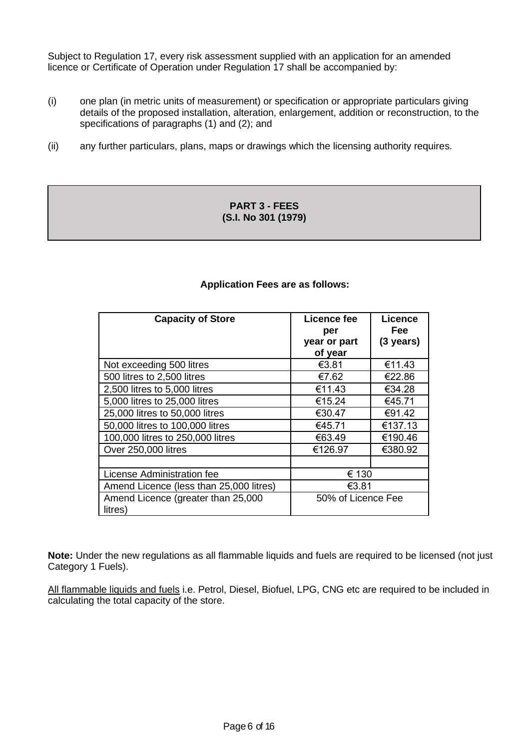Subject to Regulation 17, every risk assessment supplied with an application for an amended licence or Certificate of Operation under Regulation 17 shall be accompanied by:

(i) one plan (in metric units of measurement) or specification or appropriate particulars giving details of the proposed installation, alteration, enlargement, addition or reconstruction, to the specifications of paragraphs (1) and (2); and

(ii) any further particulars, plans, maps or drawings which the licensing authority requires.

## PART 3 - FEES
## (S.I. No 301 (1979)

**Application Fees are as follows:**

| Capacity of Store | Licence fee per year or part of year | Licence Fee (3 years) |
|---|---|---|
| Not exceeding 500 litres | €3.81 | €11.43 |
| 500 litres to 2,500 litres | €7.62 | €22.86 |
| 2,500 litres to 5,000 litres | €11.43 | €34.28 |
| 5,000 litres to 25,000 litres | €15.24 | €45.71 |
| 25,000 litres to 50,000 litres | €30.47 | €91.42 |
| 50,000 litres to 100,000 litres | €45.71 | €137.13 |
| 100,000 litres to 250,000 litres | €63.49 | €190.46 |
| Over 250,000 litres | €126.97 | €380.92 |
| | | |
| License Administration fee | € 130 | |
| Amend Licence (less than 25,000 litres) | €3.81 | |
| Amend Licence (greater than 25,000 litres) | 50% of Licence Fee | |

**Note:** Under the new regulations as all flammable liquids and fuels are required to be licensed (not just Category 1 Fuels).

All flammable liquids and fuels i.e. Petrol, Diesel, Biofuel, LPG, CNG etc are required to be included in calculating the total capacity of the store.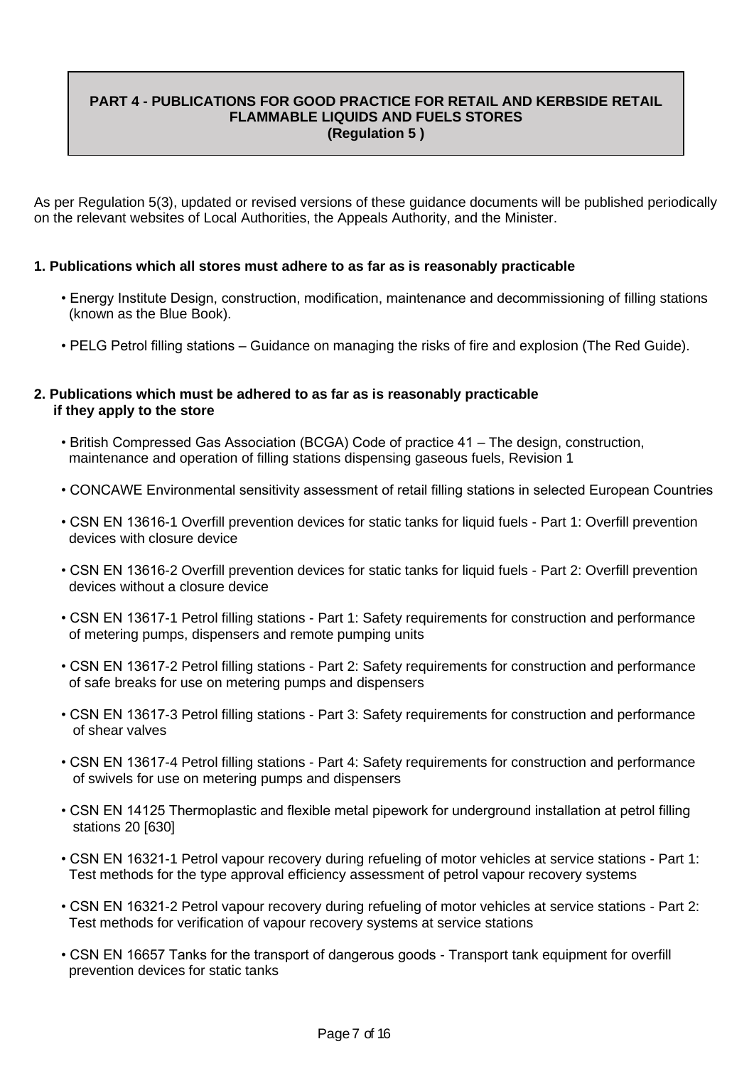## PART 4 - PUBLICATIONS FOR GOOD PRACTICE FOR RETAIL AND KERBSIDE RETAIL FLAMMABLE LIQUIDS AND FUELS STORES
**(Regulation 5 )**

As per Regulation 5(3), updated or revised versions of these guidance documents will be published periodically on the relevant websites of Local Authorities, the Appeals Authority, and the Minister.

### 1. Publications which all stores must adhere to as far as is reasonably practicable

- Energy Institute Design, construction, modification, maintenance and decommissioning of filling stations (known as the Blue Book).
- PELG Petrol filling stations – Guidance on managing the risks of fire and explosion (The Red Guide).

### 2. Publications which must be adhered to as far as is reasonably practicable if they apply to the store

- British Compressed Gas Association (BCGA) Code of practice 41 – The design, construction, maintenance and operation of filling stations dispensing gaseous fuels, Revision 1
- CONCAWE Environmental sensitivity assessment of retail filling stations in selected European Countries
- CSN EN 13616-1 Overfill prevention devices for static tanks for liquid fuels - Part 1: Overfill prevention devices with closure device
- CSN EN 13616-2 Overfill prevention devices for static tanks for liquid fuels - Part 2: Overfill prevention devices without a closure device
- CSN EN 13617-1 Petrol filling stations - Part 1: Safety requirements for construction and performance of metering pumps, dispensers and remote pumping units
- CSN EN 13617-2 Petrol filling stations - Part 2: Safety requirements for construction and performance of safe breaks for use on metering pumps and dispensers
- CSN EN 13617-3 Petrol filling stations - Part 3: Safety requirements for construction and performance of shear valves
- CSN EN 13617-4 Petrol filling stations - Part 4: Safety requirements for construction and performance of swivels for use on metering pumps and dispensers
- CSN EN 14125 Thermoplastic and flexible metal pipework for underground installation at petrol filling stations 20 [630]
- CSN EN 16321-1 Petrol vapour recovery during refueling of motor vehicles at service stations - Part 1: Test methods for the type approval efficiency assessment of petrol vapour recovery systems
- CSN EN 16321-2 Petrol vapour recovery during refueling of motor vehicles at service stations - Part 2: Test methods for verification of vapour recovery systems at service stations
- CSN EN 16657 Tanks for the transport of dangerous goods - Transport tank equipment for overfill prevention devices for static tanks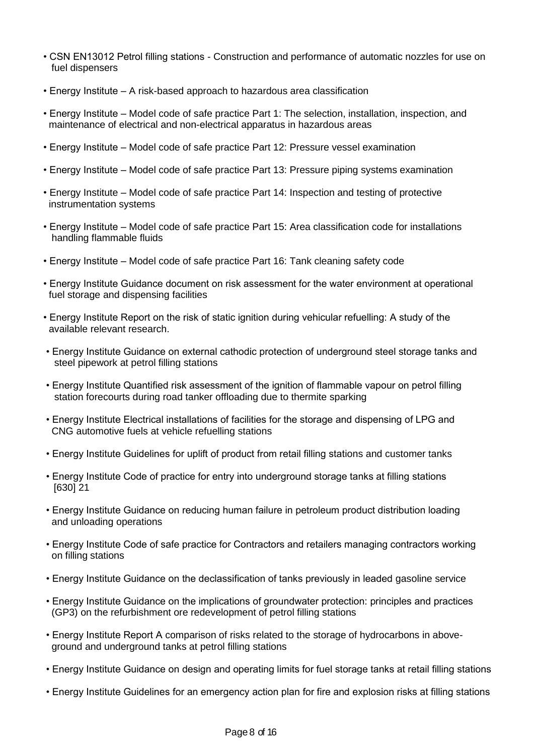- CSN EN13012 Petrol filling stations - Construction and performance of automatic nozzles for use on fuel dispensers
- Energy Institute – A risk-based approach to hazardous area classification
- Energy Institute – Model code of safe practice Part 1: The selection, installation, inspection, and maintenance of electrical and non-electrical apparatus in hazardous areas
- Energy Institute – Model code of safe practice Part 12: Pressure vessel examination
- Energy Institute – Model code of safe practice Part 13: Pressure piping systems examination
- Energy Institute – Model code of safe practice Part 14: Inspection and testing of protective instrumentation systems
- Energy Institute – Model code of safe practice Part 15: Area classification code for installations handling flammable fluids
- Energy Institute – Model code of safe practice Part 16: Tank cleaning safety code
- Energy Institute Guidance document on risk assessment for the water environment at operational fuel storage and dispensing facilities
- Energy Institute Report on the risk of static ignition during vehicular refuelling: A study of the available relevant research.
- Energy Institute Guidance on external cathodic protection of underground steel storage tanks and steel pipework at petrol filling stations
- Energy Institute Quantified risk assessment of the ignition of flammable vapour on petrol filling station forecourts during road tanker offloading due to thermite sparking
- Energy Institute Electrical installations of facilities for the storage and dispensing of LPG and CNG automotive fuels at vehicle refuelling stations
- Energy Institute Guidelines for uplift of product from retail filling stations and customer tanks
- Energy Institute Code of practice for entry into underground storage tanks at filling stations [630] 21
- Energy Institute Guidance on reducing human failure in petroleum product distribution loading and unloading operations
- Energy Institute Code of safe practice for Contractors and retailers managing contractors working on filling stations
- Energy Institute Guidance on the declassification of tanks previously in leaded gasoline service
- Energy Institute Guidance on the implications of groundwater protection: principles and practices (GP3) on the refurbishment ore redevelopment of petrol filling stations
- Energy Institute Report A comparison of risks related to the storage of hydrocarbons in above-ground and underground tanks at petrol filling stations
- Energy Institute Guidance on design and operating limits for fuel storage tanks at retail filling stations
- Energy Institute Guidelines for an emergency action plan for fire and explosion risks at filling stations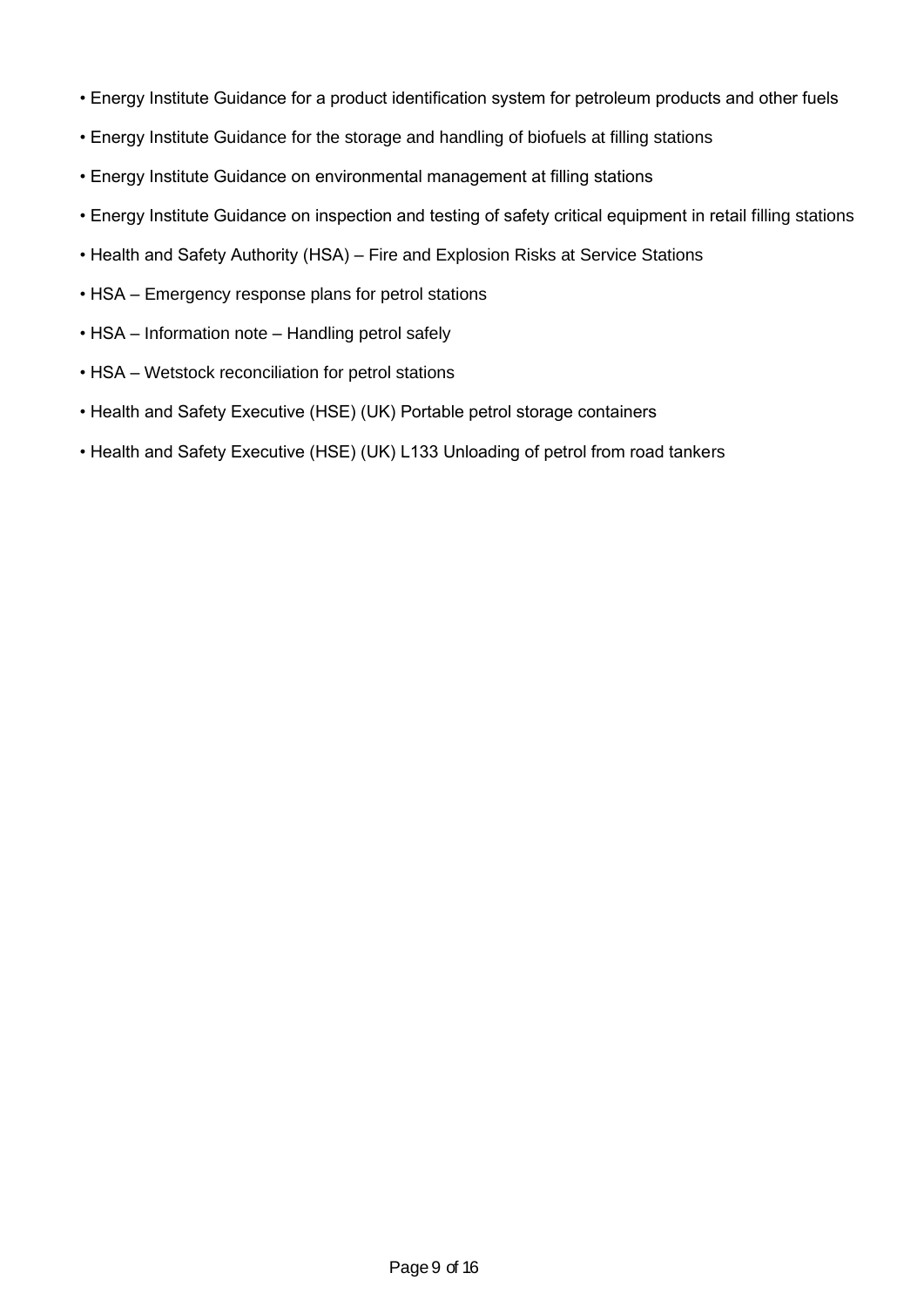- Energy Institute Guidance for a product identification system for petroleum products and other fuels
- Energy Institute Guidance for the storage and handling of biofuels at filling stations
- Energy Institute Guidance on environmental management at filling stations
- Energy Institute Guidance on inspection and testing of safety critical equipment in retail filling stations
- Health and Safety Authority (HSA) – Fire and Explosion Risks at Service Stations
- HSA – Emergency response plans for petrol stations
- HSA – Information note – Handling petrol safely
- HSA – Wetstock reconciliation for petrol stations
- Health and Safety Executive (HSE) (UK) Portable petrol storage containers
- Health and Safety Executive (HSE) (UK) L133 Unloading of petrol from road tankers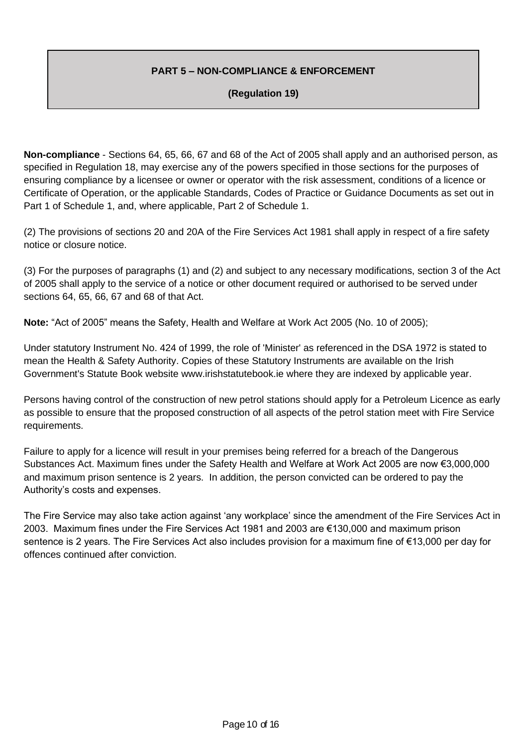## PART 5 – NON-COMPLIANCE & ENFORCEMENT

**(Regulation 19)**

**Non-compliance** - Sections 64, 65, 66, 67 and 68 of the Act of 2005 shall apply and an authorised person, as specified in Regulation 18, may exercise any of the powers specified in those sections for the purposes of ensuring compliance by a licensee or owner or operator with the risk assessment, conditions of a licence or Certificate of Operation, or the applicable Standards, Codes of Practice or Guidance Documents as set out in Part 1 of Schedule 1, and, where applicable, Part 2 of Schedule 1.

(2) The provisions of sections 20 and 20A of the Fire Services Act 1981 shall apply in respect of a fire safety notice or closure notice.

(3) For the purposes of paragraphs (1) and (2) and subject to any necessary modifications, section 3 of the Act of 2005 shall apply to the service of a notice or other document required or authorised to be served under sections 64, 65, 66, 67 and 68 of that Act.

**Note:** "Act of 2005" means the Safety, Health and Welfare at Work Act 2005 (No. 10 of 2005);

Under statutory Instrument No. 424 of 1999, the role of 'Minister' as referenced in the DSA 1972 is stated to mean the Health & Safety Authority. Copies of these Statutory Instruments are available on the Irish Government's Statute Book website www.irishstatutebook.ie where they are indexed by applicable year.

Persons having control of the construction of new petrol stations should apply for a Petroleum Licence as early as possible to ensure that the proposed construction of all aspects of the petrol station meet with Fire Service requirements.

Failure to apply for a licence will result in your premises being referred for a breach of the Dangerous Substances Act. Maximum fines under the Safety Health and Welfare at Work Act 2005 are now €3,000,000 and maximum prison sentence is 2 years. In addition, the person convicted can be ordered to pay the Authority's costs and expenses.

The Fire Service may also take action against 'any workplace' since the amendment of the Fire Services Act in 2003. Maximum fines under the Fire Services Act 1981 and 2003 are €130,000 and maximum prison sentence is 2 years. The Fire Services Act also includes provision for a maximum fine of €13,000 per day for offences continued after conviction.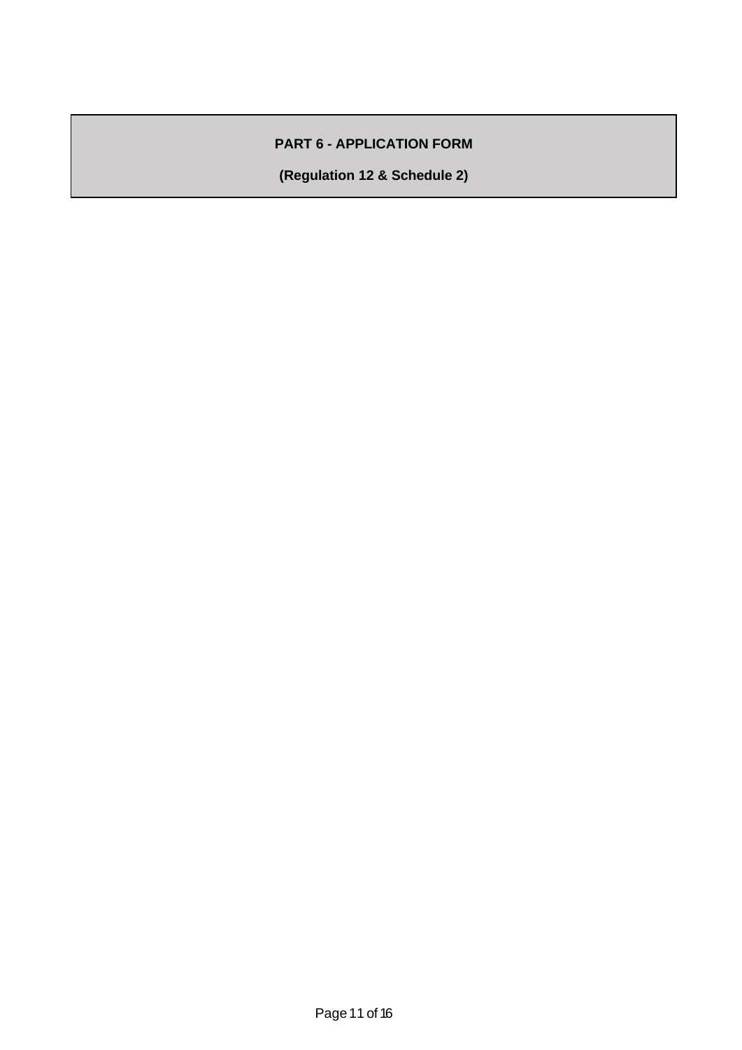## PART 6 - APPLICATION FORM

**(Regulation 12 & Schedule 2)**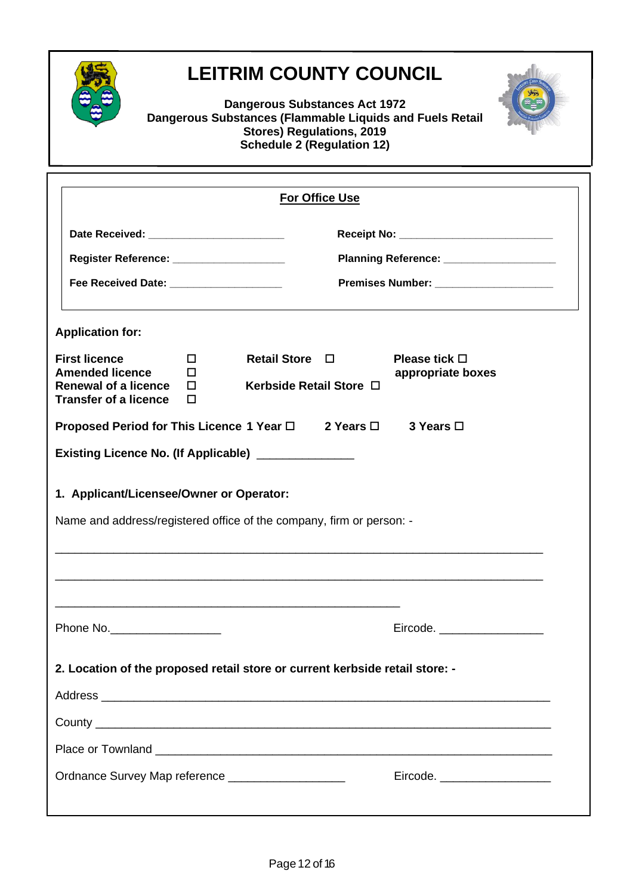# LEITRIM COUNTY COUNCIL

**Dangerous Substances Act 1972**
**Dangerous Substances (Flammable Liquids and Fuels Retail Stores) Regulations, 2019**
**Schedule 2 (Regulation 12)**

**For Office Use**

**Date Received:** _______________________ **Receipt No:** ___________________________

**Register Reference:** ___________________ **Planning Reference:** ___________________

**Fee Received Date:** ___________________ **Premises Number:** ____________________

**Application for:**

**First licence** ☐ **Retail Store** ☐ **Please tick** ☐ **appropriate boxes**
**Amended licence** ☐
**Renewal of a licence** ☐ **Kerbside Retail Store** ☐
**Transfer of a licence** ☐

**Proposed Period for This Licence 1 Year** ☐ **2 Years** ☐ **3 Years** ☐

**Existing Licence No. (If Applicable)** _______________

**1. Applicant/Licensee/Owner or Operator:**

Name and address/registered office of the company, firm or person: -

___________________________________________________________________________

___________________________________________________________________________

_______________________________________________________

Phone No.__________________ Eircode. ________________

**2. Location of the proposed retail store or current kerbside retail store: -**

Address ______________________________________________________________________

County _______________________________________________________________________

Place or Townland _____________________________________________________________

Ordnance Survey Map reference __________________ Eircode. _________________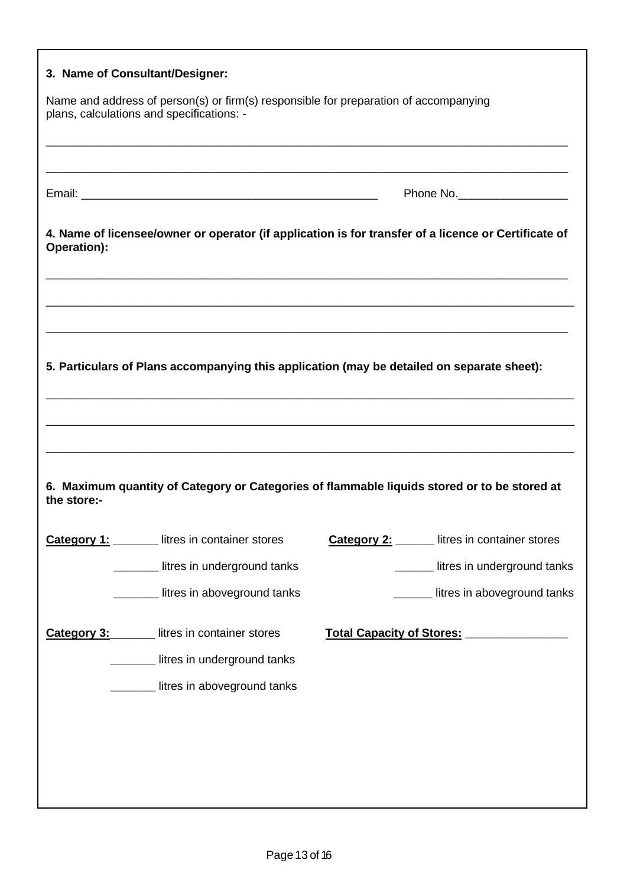**3. Name of Consultant/Designer:**

Name and address of person(s) or firm(s) responsible for preparation of accompanying plans, calculations and specifications: -

_______________________________________________________________________________

_______________________________________________________________________________

Email: ______________________________________________ Phone No.________________

**4. Name of licensee/owner or operator (if application is for transfer of a licence or Certificate of Operation):**

_______________________________________________________________________________

_______________________________________________________________________________

_______________________________________________________________________________

**5. Particulars of Plans accompanying this application (may be detailed on separate sheet):**

_______________________________________________________________________________

_______________________________________________________________________________

_______________________________________________________________________________

**6. Maximum quantity of Category or Categories of flammable liquids stored or to be stored at the store:-**

**Category 1:** _______ litres in container stores

_______ litres in underground tanks

_______ litres in aboveground tanks

**Category 2:** ______ litres in container stores

______ litres in underground tanks

______ litres in aboveground tanks

**Category 3:**_______ litres in container stores

_______ litres in underground tanks

_______ litres in aboveground tanks

**Total Capacity of Stores:** ________________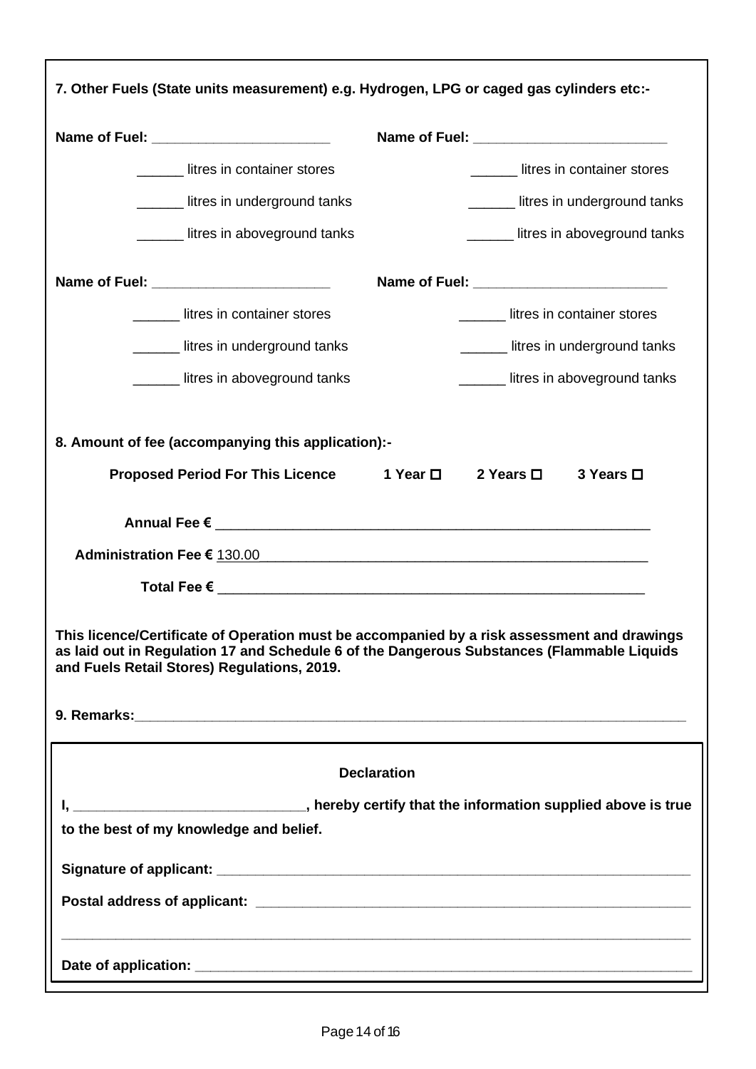**7. Other Fuels (State units measurement) e.g. Hydrogen, LPG or caged gas cylinders etc:-**

**Name of Fuel:** _______________________

______ litres in container stores

______ litres in underground tanks

______ litres in aboveground tanks

**Name of Fuel:** _________________________

______ litres in container stores

______ litres in underground tanks

______ litres in aboveground tanks

**Name of Fuel:** _______________________

______ litres in container stores

______ litres in underground tanks

______ litres in aboveground tanks

**Name of Fuel:** _________________________

______ litres in container stores

______ litres in underground tanks

______ litres in aboveground tanks

**8. Amount of fee (accompanying this application):-**

**Proposed Period For This Licence** **1 Year ☐** **2 Years ☐** **3 Years ☐**

**Annual Fee €** _________________________________________________________

**Administration Fee €** 130.00_____________________________________________________

**Total Fee €** _________________________________________________________

**This licence/Certificate of Operation must be accompanied by a risk assessment and drawings as laid out in Regulation 17 and Schedule 6 of the Dangerous Substances (Flammable Liquids and Fuels Retail Stores) Regulations, 2019.**

**9. Remarks:**__________________________________________________________________________

**Declaration**

**I,** ______________________________**, hereby certify that the information supplied above is true to the best of my knowledge and belief.**

**Signature of applicant:** _______________________________________________________________

**Postal address of applicant:** __________________________________________________________

_________________________________________________________________________________

**Date of application:** __________________________________________________________________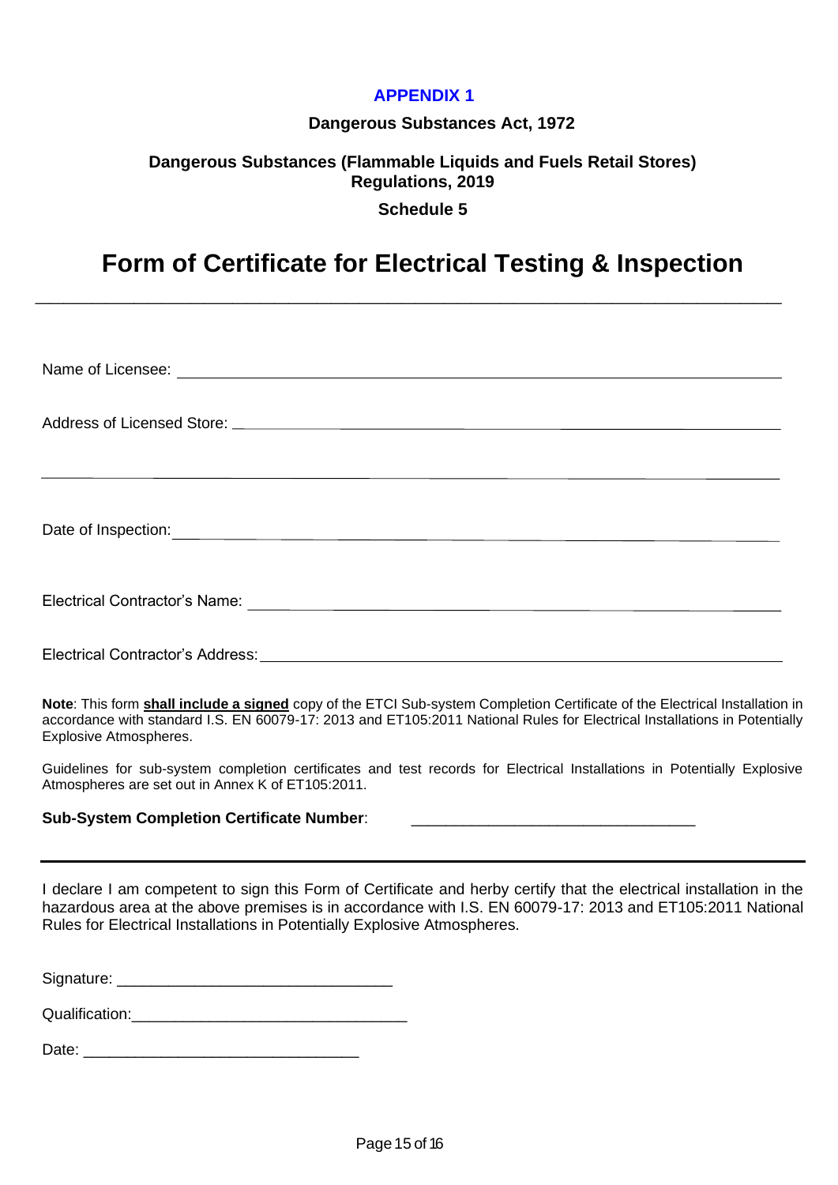**APPENDIX 1**

**Dangerous Substances Act, 1972**

**Dangerous Substances (Flammable Liquids and Fuels Retail Stores) Regulations, 2019**

**Schedule 5**

# Form of Certificate for Electrical Testing & Inspection

---

Name of Licensee: ____________________________________________

Address of Licensed Store: ____________________________________________

____________________________________________

Date of Inspection: ____________________________________________

Electrical Contractor's Name: ____________________________________________

Electrical Contractor's Address: ____________________________________________

**Note**: This form **shall include a signed** copy of the ETCI Sub-system Completion Certificate of the Electrical Installation in accordance with standard I.S. EN 60079-17: 2013 and ET105:2011 National Rules for Electrical Installations in Potentially Explosive Atmospheres.

Guidelines for sub-system completion certificates and test records for Electrical Installations in Potentially Explosive Atmospheres are set out in Annex K of ET105:2011.

**Sub-System Completion Certificate Number**: ________________________________

---

I declare I am competent to sign this Form of Certificate and herby certify that the electrical installation in the hazardous area at the above premises is in accordance with I.S. EN 60079-17: 2013 and ET105:2011 National Rules for Electrical Installations in Potentially Explosive Atmospheres.

Signature: ________________________________

Qualification: ________________________________

Date: ________________________________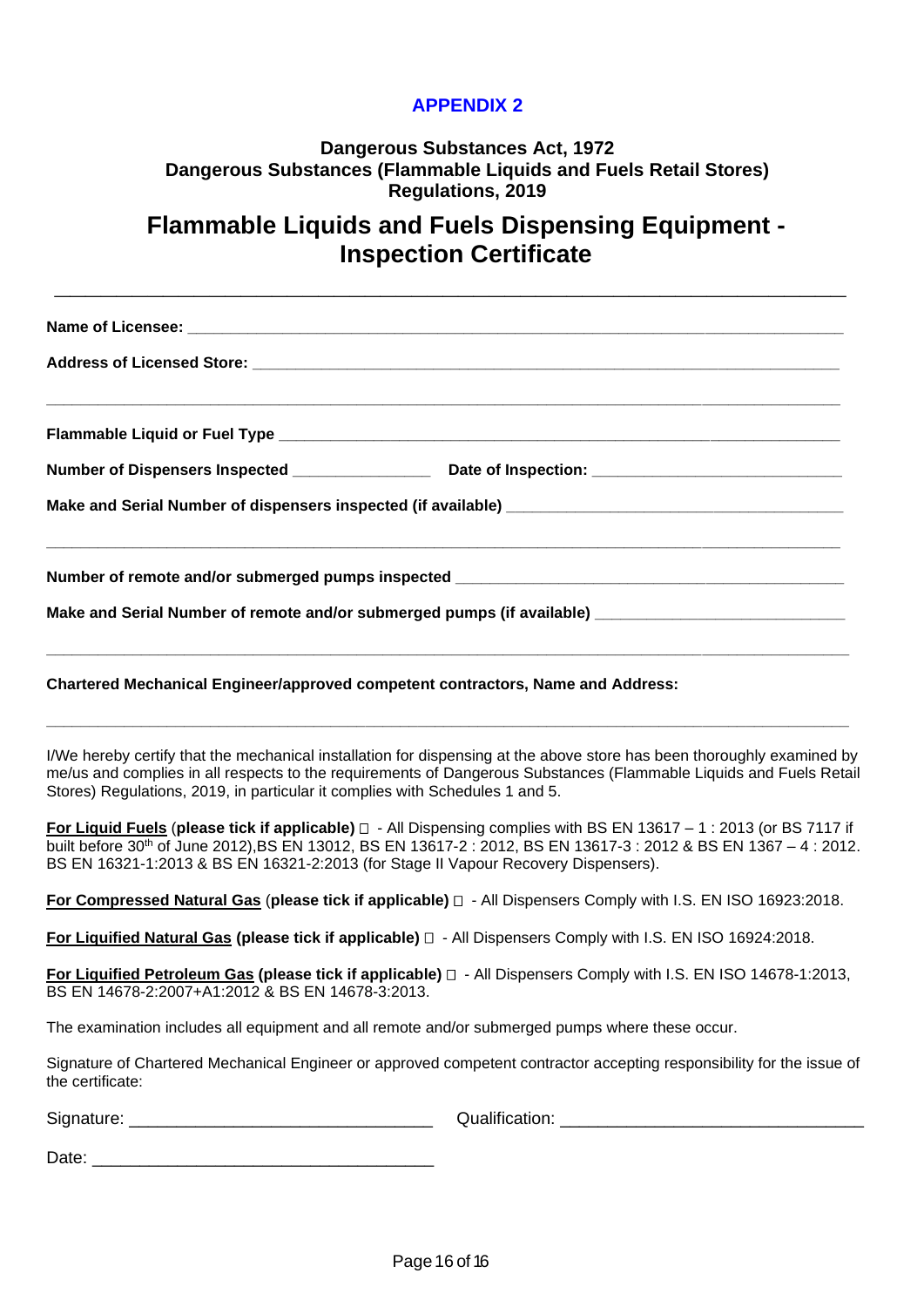## APPENDIX 2

**Dangerous Substances Act, 1972**
**Dangerous Substances (Flammable Liquids and Fuels Retail Stores) Regulations, 2019**

# Flammable Liquids and Fuels Dispensing Equipment - Inspection Certificate

---

**Name of Licensee:** ____________________________________________

**Address of Licensed Store:** ____________________________________________

____________________________________________

**Flammable Liquid or Fuel Type** ____________________________________________

**Number of Dispensers Inspected** ______________ **Date of Inspection:** ______________________

**Make and Serial Number of dispensers inspected (if available)** ______________________________

____________________________________________

**Number of remote and/or submerged pumps inspected** ______________________________

**Make and Serial Number of remote and/or submerged pumps (if available)** ______________________

____________________________________________

**Chartered Mechanical Engineer/approved competent contractors, Name and Address:**

____________________________________________

I/We hereby certify that the mechanical installation for dispensing at the above store has been thoroughly examined by me/us and complies in all respects to the requirements of Dangerous Substances (Flammable Liquids and Fuels Retail Stores) Regulations, 2019, in particular it complies with Schedules 1 and 5.

**For Liquid Fuels** (**please tick if applicable)** ☐ - All Dispensing complies with BS EN 13617 – 1 : 2013 (or BS 7117 if built before 30th of June 2012),BS EN 13012, BS EN 13617-2 : 2012, BS EN 13617-3 : 2012 & BS EN 1367 – 4 : 2012. BS EN 16321-1:2013 & BS EN 16321-2:2013 (for Stage II Vapour Recovery Dispensers).

**For Compressed Natural Gas** (**please tick if applicable)** ☐ - All Dispensers Comply with I.S. EN ISO 16923:2018.

**For Liquified Natural Gas (please tick if applicable)** ☐ - All Dispensers Comply with I.S. EN ISO 16924:2018.

**For Liquified Petroleum Gas (please tick if applicable)** ☐ - All Dispensers Comply with I.S. EN ISO 14678-1:2013, BS EN 14678-2:2007+A1:2012 & BS EN 14678-3:2013.

The examination includes all equipment and all remote and/or submerged pumps where these occur.

Signature of Chartered Mechanical Engineer or approved competent contractor accepting responsibility for the issue of the certificate:

Signature: ______________________________ Qualification: ______________________________

Date: ______________________________